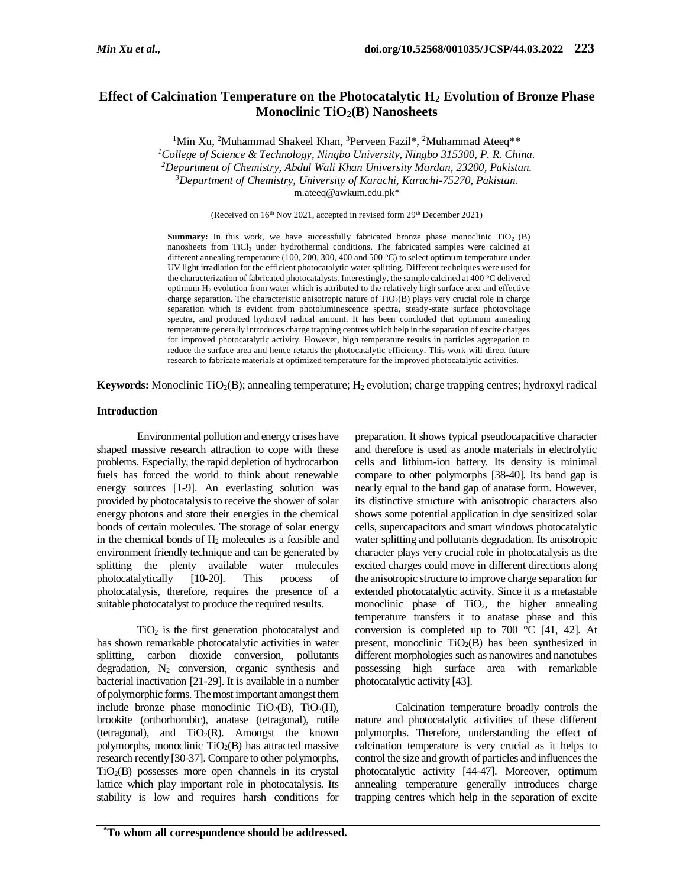# Effect of Calcination Temperature on the Photocatalytic $H_2$ Evolution of Bronze Phase Monoclinic $TiO_2$(B) Nanosheets

[1]Min Xu, [2]Muhammad Shakeel Khan, [3]Perveen Fazil*, [2]Muhammad Ateeq**

*[1]College of Science & Technology, Ningbo University, Ningbo 315300, P. R. China.*
*[2]Department of Chemistry, Abdul Wali Khan University Mardan, 23200, Pakistan.*
*[3]Department of Chemistry, University of Karachi, Karachi-75270, Pakistan.*
m.ateeq@awkum.edu.pk*

(Received on 16th Nov 2021, accepted in revised form 29th December 2021)

**Summary:** In this work, we have successfully fabricated bronze phase monoclinic $TiO_2$ (B) nanosheets from $TiCl_3$ under hydrothermal conditions. The fabricated samples were calcined at different annealing temperature (100, 200, 300, 400 and 500 °C) to select optimum temperature under UV light irradiation for the efficient photocatalytic water splitting. Different techniques were used for the characterization of fabricated photocatalysts. Interestingly, the sample calcined at 400 °C delivered optimum $H_2$ evolution from water which is attributed to the relatively high surface area and effective charge separation. The characteristic anisotropic nature of $TiO_2$(B) plays very crucial role in charge separation which is evident from photoluminescence spectra, steady-state surface photovoltage spectra, and produced hydroxyl radical amount. It has been concluded that optimum annealing temperature generally introduces charge trapping centres which help in the separation of excite charges for improved photocatalytic activity. However, high temperature results in particles aggregation to reduce the surface area and hence retards the photocatalytic efficiency. This work will direct future research to fabricate materials at optimized temperature for the improved photocatalytic activities.

**Keywords:** Monoclinic $TiO_2$(B); annealing temperature; $H_2$ evolution; charge trapping centres; hydroxyl radical

## Introduction

Environmental pollution and energy crises have shaped massive research attraction to cope with these problems. Especially, the rapid depletion of hydrocarbon fuels has forced the world to think about renewable energy sources [1-9]. An everlasting solution was provided by photocatalysis to receive the shower of solar energy photons and store their energies in the chemical bonds of certain molecules. The storage of solar energy in the chemical bonds of $H_2$ molecules is a feasible and environment friendly technique and can be generated by splitting the plenty available water molecules photocatalytically [10-20]. This process of photocatalysis, therefore, requires the presence of a suitable photocatalyst to produce the required results.

$TiO_2$ is the first generation photocatalyst and has shown remarkable photocatalytic activities in water splitting, carbon dioxide conversion, pollutants degradation, $N_2$ conversion, organic synthesis and bacterial inactivation [21-29]. It is available in a number of polymorphic forms. The most important amongst them include bronze phase monoclinic $TiO_2$(B), $TiO_2$(H), brookite (orthorhombic), anatase (tetragonal), rutile (tetragonal), and $TiO_2$(R). Amongst the known polymorphs, monoclinic $TiO_2$(B) has attracted massive research recently [30-37]. Compare to other polymorphs, $TiO_2$(B) possesses more open channels in its crystal lattice which play important role in photocatalysis. Its stability is low and requires harsh conditions for preparation. It shows typical pseudocapacitive character and therefore is used as anode materials in electrolytic cells and lithium-ion battery. Its density is minimal compare to other polymorphs [38-40]. Its band gap is nearly equal to the band gap of anatase form. However, its distinctive structure with anisotropic characters also shows some potential application in dye sensitized solar cells, supercapacitors and smart windows photocatalytic water splitting and pollutants degradation. Its anisotropic character plays very crucial role in photocatalysis as the excited charges could move in different directions along the anisotropic structure to improve charge separation for extended photocatalytic activity. Since it is a metastable monoclinic phase of $TiO_2$, the higher annealing temperature transfers it to anatase phase and this conversion is completed up to 700 °C [41, 42]. At present, monoclinic $TiO_2$(B) has been synthesized in different morphologies such as nanowires and nanotubes possessing high surface area with remarkable photocatalytic activity [43].

Calcination temperature broadly controls the nature and photocatalytic activities of these different polymorphs. Therefore, understanding the effect of calcination temperature is very crucial as it helps to control the size and growth of particles and influences the photocatalytic activity [44-47]. Moreover, optimum annealing temperature generally introduces charge trapping centres which help in the separation of excite

*To whom all correspondence should be addressed.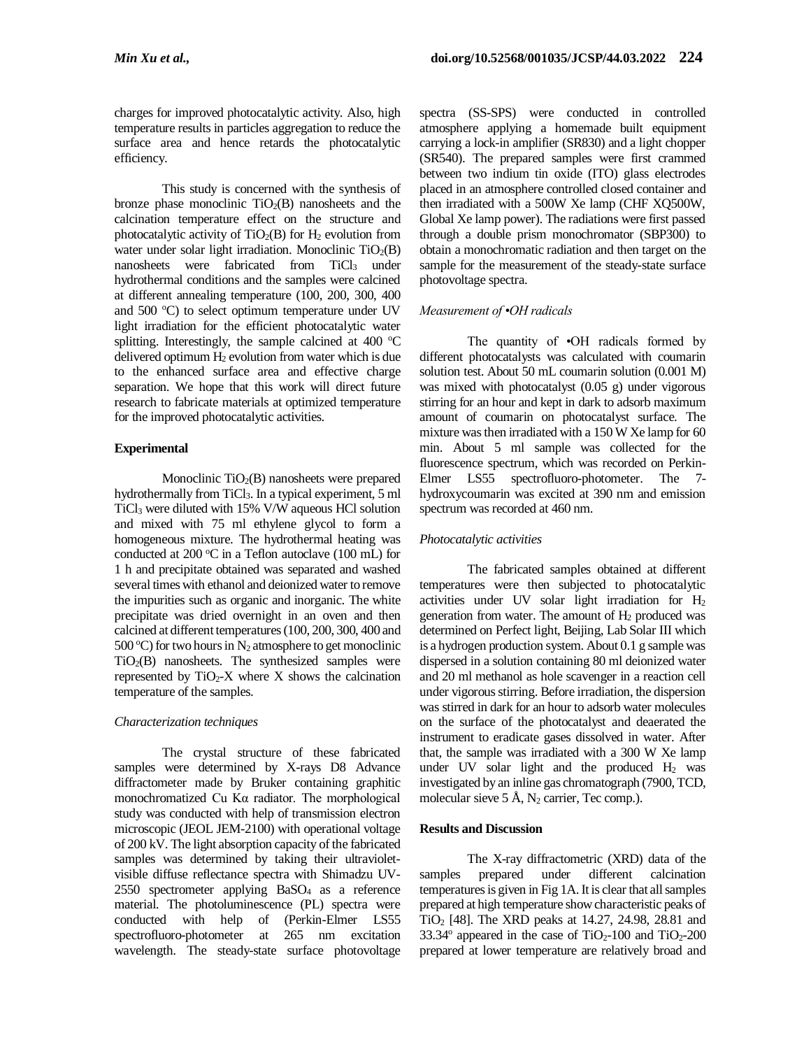charges for improved photocatalytic activity. Also, high temperature results in particles aggregation to reduce the surface area and hence retards the photocatalytic efficiency.

This study is concerned with the synthesis of bronze phase monoclinic $TiO_2$(B) nanosheets and the calcination temperature effect on the structure and photocatalytic activity of $TiO_2$(B) for $H_2$ evolution from water under solar light irradiation. Monoclinic $TiO_2$(B) nanosheets were fabricated from $TiCl_3$ under hydrothermal conditions and the samples were calcined at different annealing temperature (100, 200, 300, 400 and 500 °C) to select optimum temperature under UV light irradiation for the efficient photocatalytic water splitting. Interestingly, the sample calcined at 400 °C delivered optimum $H_2$ evolution from water which is due to the enhanced surface area and effective charge separation. We hope that this work will direct future research to fabricate materials at optimized temperature for the improved photocatalytic activities.

## Experimental

Monoclinic $TiO_2$(B) nanosheets were prepared hydrothermally from $TiCl_3$. In a typical experiment, 5 ml $TiCl_3$ were diluted with 15% V/W aqueous HCl solution and mixed with 75 ml ethylene glycol to form a homogeneous mixture. The hydrothermal heating was conducted at 200 °C in a Teflon autoclave (100 mL) for 1 h and precipitate obtained was separated and washed several times with ethanol and deionized water to remove the impurities such as organic and inorganic. The white precipitate was dried overnight in an oven and then calcined at different temperatures (100, 200, 300, 400 and 500 °C) for two hours in $N_2$ atmosphere to get monoclinic $TiO_2$(B) nanosheets. The synthesized samples were represented by $TiO_2$-X where X shows the calcination temperature of the samples.

### *Characterization techniques*

The crystal structure of these fabricated samples were determined by X-rays D8 Advance diffractometer made by Bruker containing graphitic monochromatized Cu Kα radiator. The morphological study was conducted with help of transmission electron microscopic (JEOL JEM-2100) with operational voltage of 200 kV. The light absorption capacity of the fabricated samples was determined by taking their ultraviolet-visible diffuse reflectance spectra with Shimadzu UV-2550 spectrometer applying $BaSO_4$ as a reference material. The photoluminescence (PL) spectra were conducted with help of (Perkin-Elmer LS55 spectrofluoro-photometer at 265 nm excitation wavelength. The steady-state surface photovoltage spectra (SS-SPS) were conducted in controlled atmosphere applying a homemade built equipment carrying a lock-in amplifier (SR830) and a light chopper (SR540). The prepared samples were first crammed between two indium tin oxide (ITO) glass electrodes placed in an atmosphere controlled closed container and then irradiated with a 500W Xe lamp (CHF XQ500W, Global Xe lamp power). The radiations were first passed through a double prism monochromator (SBP300) to obtain a monochromatic radiation and then target on the sample for the measurement of the steady-state surface photovoltage spectra.

### *Measurement of •OH radicals*

The quantity of •OH radicals formed by different photocatalysts was calculated with coumarin solution test. About 50 mL coumarin solution (0.001 M) was mixed with photocatalyst (0.05 g) under vigorous stirring for an hour and kept in dark to adsorb maximum amount of coumarin on photocatalyst surface. The mixture was then irradiated with a 150 W Xe lamp for 60 min. About 5 ml sample was collected for the fluorescence spectrum, which was recorded on Perkin-Elmer LS55 spectrofluoro-photometer. The 7-hydroxycoumarin was excited at 390 nm and emission spectrum was recorded at 460 nm.

### *Photocatalytic activities*

The fabricated samples obtained at different temperatures were then subjected to photocatalytic activities under UV solar light irradiation for $H_2$ generation from water. The amount of $H_2$ produced was determined on Perfect light, Beijing, Lab Solar III which is a hydrogen production system. About 0.1 g sample was dispersed in a solution containing 80 ml deionized water and 20 ml methanol as hole scavenger in a reaction cell under vigorous stirring. Before irradiation, the dispersion was stirred in dark for an hour to adsorb water molecules on the surface of the photocatalyst and deaerated the instrument to eradicate gases dissolved in water. After that, the sample was irradiated with a 300 W Xe lamp under UV solar light and the produced $H_2$ was investigated by an inline gas chromatograph (7900, TCD, molecular sieve 5 Å, $N_2$ carrier, Tec comp.).

## Results and Discussion

The X-ray diffractometric (XRD) data of the samples prepared under different calcination temperatures is given in Fig 1A. It is clear that all samples prepared at high temperature show characteristic peaks of $TiO_2$ [48]. The XRD peaks at 14.27, 24.98, 28.81 and 33.34° appeared in the case of $TiO_2$-100 and $TiO_2$-200 prepared at lower temperature are relatively broad and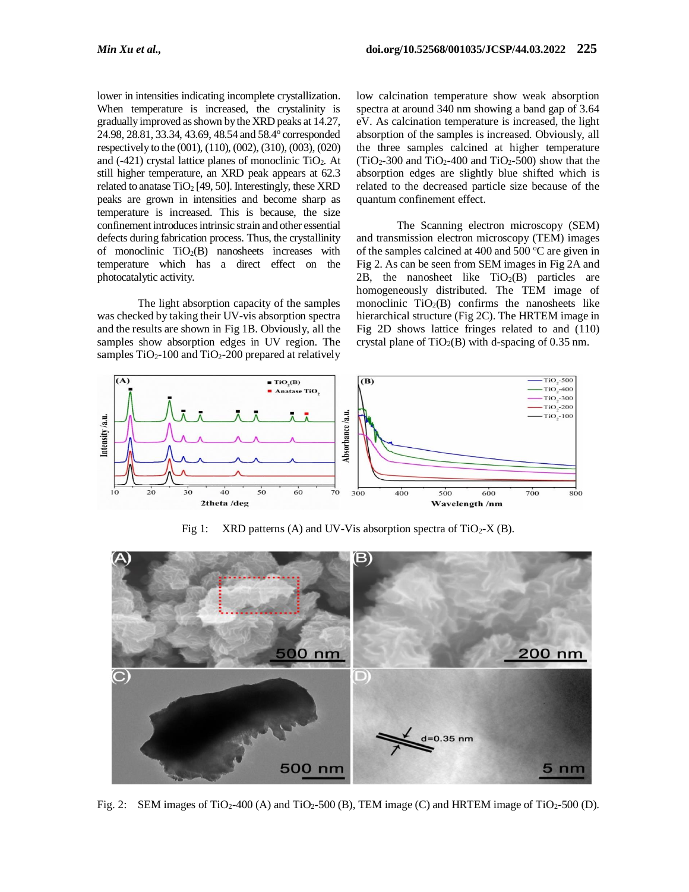lower in intensities indicating incomplete crystallization. When temperature is increased, the crystalinity is gradually improved as shown by the XRD peaks at 14.27, 24.98, 28.81, 33.34, 43.69, 48.54 and 58.4° corresponded respectively to the (001), (110), (002), (310), (003), (020) and (-421) crystal lattice planes of monoclinic $TiO_2$. At still higher temperature, an XRD peak appears at 62.3 related to anatase $TiO_2$ [49, 50]. Interestingly, these XRD peaks are grown in intensities and become sharp as temperature is increased. This is because, the size confinement introduces intrinsic strain and other essential defects during fabrication process. Thus, the crystallinity of monoclinic $TiO_2$(B) nanosheets increases with temperature which has a direct effect on the photocatalytic activity.

The light absorption capacity of the samples was checked by taking their UV-vis absorption spectra and the results are shown in Fig 1B. Obviously, all the samples show absorption edges in UV region. The samples $TiO_2$-100 and $TiO_2$-200 prepared at relatively low calcination temperature show weak absorption spectra at around 340 nm showing a band gap of 3.64 eV. As calcination temperature is increased, the light absorption of the samples is increased. Obviously, all the three samples calcined at higher temperature ($TiO_2$-300 and $TiO_2$-400 and $TiO_2$-500) show that the absorption edges are slightly blue shifted which is related to the decreased particle size because of the quantum confinement effect.

The Scanning electron microscopy (SEM) and transmission electron microscopy (TEM) images of the samples calcined at 400 and 500 °C are given in Fig 2. As can be seen from SEM images in Fig 2A and 2B, the nanosheet like $TiO_2$(B) particles are homogeneously distributed. The TEM image of monoclinic $TiO_2$(B) confirms the nanosheets like hierarchical structure (Fig 2C). The HRTEM image in Fig 2D shows lattice fringes related to and (110) crystal plane of $TiO_2$(B) with d-spacing of 0.35 nm.

Fig 1: XRD patterns (A) and UV-Vis absorption spectra of $TiO_2$-X (B).

Fig. 2: SEM images of $TiO_2$-400 (A) and $TiO_2$-500 (B), TEM image (C) and HRTEM image of $TiO_2$-500 (D).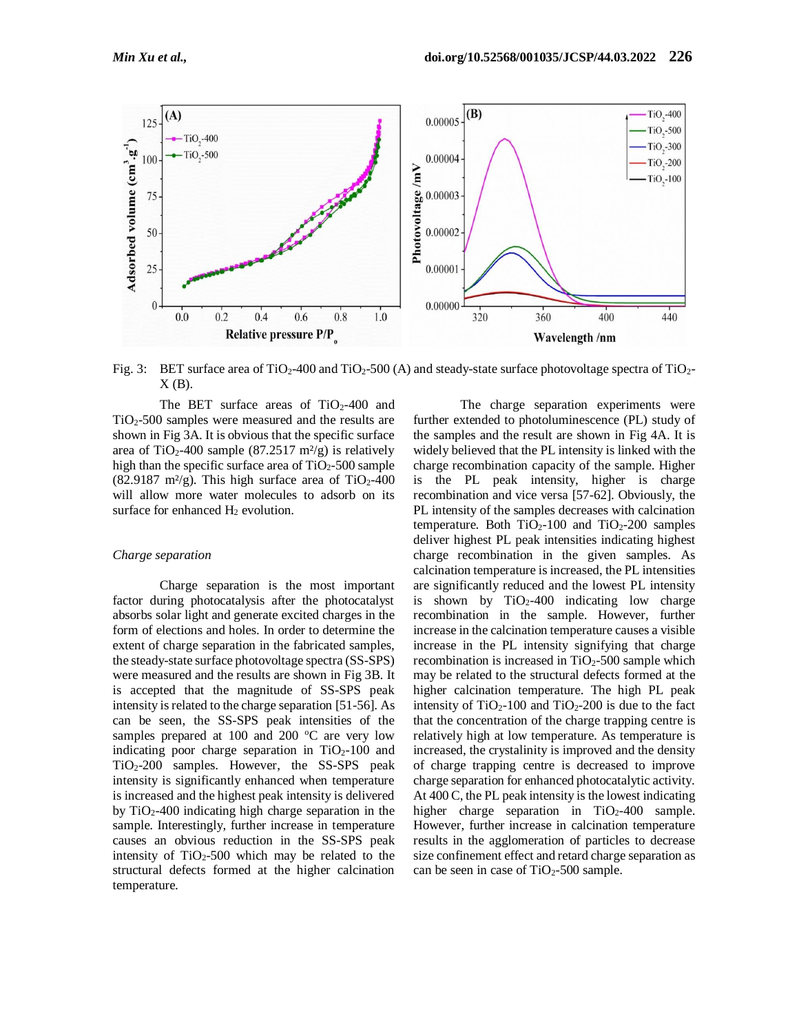Fig. 3: BET surface area of $TiO_2$-400 and $TiO_2$-500 (A) and steady-state surface photovoltage spectra of $TiO_2$-X (B).

The BET surface areas of $TiO_2$-400 and $TiO_2$-500 samples were measured and the results are shown in Fig 3A. It is obvious that the specific surface area of $TiO_2$-400 sample (87.2517 m²/g) is relatively high than the specific surface area of $TiO_2$-500 sample (82.9187 m²/g). This high surface area of $TiO_2$-400 will allow more water molecules to adsorb on its surface for enhanced $H_2$ evolution.

*Charge separation*

Charge separation is the most important factor during photocatalysis after the photocatalyst absorbs solar light and generate excited charges in the form of elections and holes. In order to determine the extent of charge separation in the fabricated samples, the steady-state surface photovoltage spectra (SS-SPS) were measured and the results are shown in Fig 3B. It is accepted that the magnitude of SS-SPS peak intensity is related to the charge separation [51-56]. As can be seen, the SS-SPS peak intensities of the samples prepared at 100 and 200 °C are very low indicating poor charge separation in $TiO_2$-100 and $TiO_2$-200 samples. However, the SS-SPS peak intensity is significantly enhanced when temperature is increased and the highest peak intensity is delivered by $TiO_2$-400 indicating high charge separation in the sample. Interestingly, further increase in temperature causes an obvious reduction in the SS-SPS peak intensity of $TiO_2$-500 which may be related to the structural defects formed at the higher calcination temperature.

The charge separation experiments were further extended to photoluminescence (PL) study of the samples and the result are shown in Fig 4A. It is widely believed that the PL intensity is linked with the charge recombination capacity of the sample. Higher is the PL peak intensity, higher is charge recombination and vice versa [57-62]. Obviously, the PL intensity of the samples decreases with calcination temperature. Both $TiO_2$-100 and $TiO_2$-200 samples deliver highest PL peak intensities indicating highest charge recombination in the given samples. As calcination temperature is increased, the PL intensities are significantly reduced and the lowest PL intensity is shown by $TiO_2$-400 indicating low charge recombination in the sample. However, further increase in the calcination temperature causes a visible increase in the PL intensity signifying that charge recombination is increased in $TiO_2$-500 sample which may be related to the structural defects formed at the higher calcination temperature. The high PL peak intensity of $TiO_2$-100 and $TiO_2$-200 is due to the fact that the concentration of the charge trapping centre is relatively high at low temperature. As temperature is increased, the crystalinity is improved and the density of charge trapping centre is decreased to improve charge separation for enhanced photocatalytic activity. At 400 C, the PL peak intensity is the lowest indicating higher charge separation in $TiO_2$-400 sample. However, further increase in calcination temperature results in the agglomeration of particles to decrease size confinement effect and retard charge separation as can be seen in case of $TiO_2$-500 sample.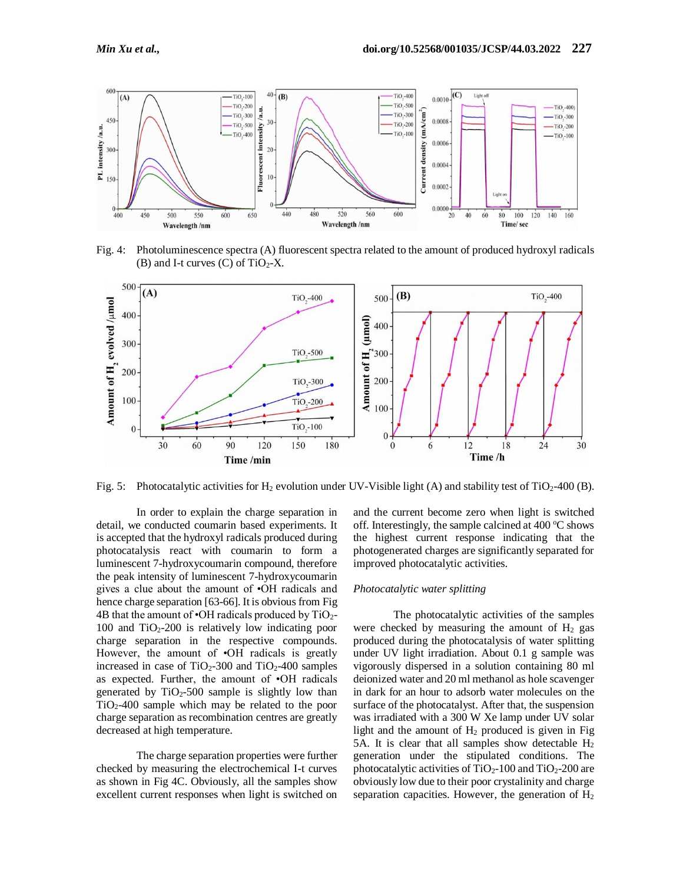Fig. 4: Photoluminescence spectra (A) fluorescent spectra related to the amount of produced hydroxyl radicals (B) and I-t curves (C) of $TiO_2$-X.

Fig. 5: Photocatalytic activities for $H_2$ evolution under UV-Visible light (A) and stability test of $TiO_2$-400 (B).

In order to explain the charge separation in detail, we conducted coumarin based experiments. It is accepted that the hydroxyl radicals produced during photocatalysis react with coumarin to form a luminescent 7-hydroxycoumarin compound, therefore the peak intensity of luminescent 7-hydroxycoumarin gives a clue about the amount of •OH radicals and hence charge separation [63-66]. It is obvious from Fig 4B that the amount of •OH radicals produced by $TiO_2$-100 and $TiO_2$-200 is relatively low indicating poor charge separation in the respective compounds. However, the amount of •OH radicals is greatly increased in case of $TiO_2$-300 and $TiO_2$-400 samples as expected. Further, the amount of •OH radicals generated by $TiO_2$-500 sample is slightly low than $TiO_2$-400 sample which may be related to the poor charge separation as recombination centres are greatly decreased at high temperature.

The charge separation properties were further checked by measuring the electrochemical I-t curves as shown in Fig 4C. Obviously, all the samples show excellent current responses when light is switched on and the current become zero when light is switched off. Interestingly, the sample calcined at 400 °C shows the highest current response indicating that the photogenerated charges are significantly separated for improved photocatalytic activities.

*Photocatalytic water splitting*

The photocatalytic activities of the samples were checked by measuring the amount of $H_2$ gas produced during the photocatalysis of water splitting under UV light irradiation. About 0.1 g sample was vigorously dispersed in a solution containing 80 ml deionized water and 20 ml methanol as hole scavenger in dark for an hour to adsorb water molecules on the surface of the photocatalyst. After that, the suspension was irradiated with a 300 W Xe lamp under UV solar light and the amount of $H_2$ produced is given in Fig 5A. It is clear that all samples show detectable $H_2$ generation under the stipulated conditions. The photocatalytic activities of $TiO_2$-100 and $TiO_2$-200 are obviously low due to their poor crystalinity and charge separation capacities. However, the generation of $H_2$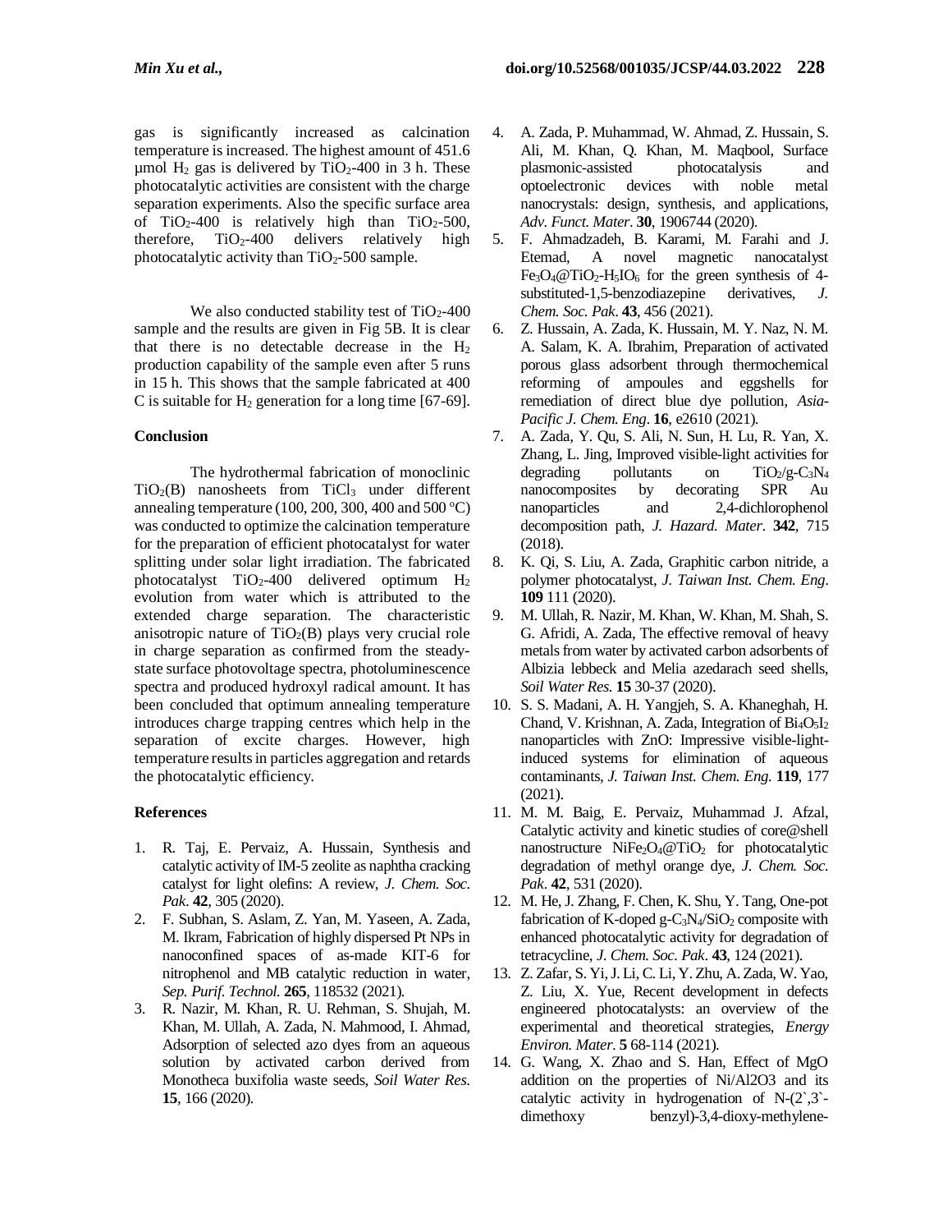gas is significantly increased as calcination temperature is increased. The highest amount of 451.6 μmol $H_2$ gas is delivered by $TiO_2$-400 in 3 h. These photocatalytic activities are consistent with the charge separation experiments. Also the specific surface area of $TiO_2$-400 is relatively high than $TiO_2$-500, therefore, $TiO_2$-400 delivers relatively high photocatalytic activity than $TiO_2$-500 sample.

We also conducted stability test of $TiO_2$-400 sample and the results are given in Fig 5B. It is clear that there is no detectable decrease in the $H_2$ production capability of the sample even after 5 runs in 15 h. This shows that the sample fabricated at 400 C is suitable for $H_2$ generation for a long time [67-69].

## Conclusion

The hydrothermal fabrication of monoclinic $TiO_2$(B) nanosheets from $TiCl_3$ under different annealing temperature (100, 200, 300, 400 and 500 °C) was conducted to optimize the calcination temperature for the preparation of efficient photocatalyst for water splitting under solar light irradiation. The fabricated photocatalyst $TiO_2$-400 delivered optimum $H_2$ evolution from water which is attributed to the extended charge separation. The characteristic anisotropic nature of $TiO_2$(B) plays very crucial role in charge separation as confirmed from the steady-state surface photovoltage spectra, photoluminescence spectra and produced hydroxyl radical amount. It has been concluded that optimum annealing temperature introduces charge trapping centres which help in the separation of excite charges. However, high temperature results in particles aggregation and retards the photocatalytic efficiency.

## References

1. R. Taj, E. Pervaiz, A. Hussain, Synthesis and catalytic activity of IM-5 zeolite as naphtha cracking catalyst for light olefins: A review, *J. Chem. Soc. Pak*. **42**, 305 (2020).
2. F. Subhan, S. Aslam, Z. Yan, M. Yaseen, A. Zada, M. Ikram, Fabrication of highly dispersed Pt NPs in nanoconfined spaces of as-made KIT-6 for nitrophenol and MB catalytic reduction in water, *Sep. Purif. Technol*. **265**, 118532 (2021).
3. R. Nazir, M. Khan, R. U. Rehman, S. Shujah, M. Khan, M. Ullah, A. Zada, N. Mahmood, I. Ahmad, Adsorption of selected azo dyes from an aqueous solution by activated carbon derived from Monotheca buxifolia waste seeds, *Soil Water Res*. **15**, 166 (2020).
4. A. Zada, P. Muhammad, W. Ahmad, Z. Hussain, S. Ali, M. Khan, Q. Khan, M. Maqbool, Surface plasmonic-assisted photocatalysis and optoelectronic devices with noble metal nanocrystals: design, synthesis, and applications, *Adv. Funct. Mater*. **30**, 1906744 (2020).
5. F. Ahmadzadeh, B. Karami, M. Farahi and J. Etemad, A novel magnetic nanocatalyst $Fe_3O_4$@$TiO_2$-$H_5IO_6$ for the green synthesis of 4-substituted-1,5-benzodiazepine derivatives, *J. Chem. Soc. Pak*. **43**, 456 (2021).
6. Z. Hussain, A. Zada, K. Hussain, M. Y. Naz, N. M. A. Salam, K. A. Ibrahim, Preparation of activated porous glass adsorbent through thermochemical reforming of ampoules and eggshells for remediation of direct blue dye pollution, *Asia-Pacific J. Chem. Eng*. **16**, e2610 (2021).
7. A. Zada, Y. Qu, S. Ali, N. Sun, H. Lu, R. Yan, X. Zhang, L. Jing, Improved visible-light activities for degrading pollutants on $TiO_2$/g-$C_3N_4$ nanocomposites by decorating SPR Au nanoparticles and 2,4-dichlorophenol decomposition path, *J. Hazard. Mater*. **342**, 715 (2018).
8. K. Qi, S. Liu, A. Zada, Graphitic carbon nitride, a polymer photocatalyst, *J. Taiwan Inst. Chem. Eng*. **109** 111 (2020).
9. M. Ullah, R. Nazir, M. Khan, W. Khan, M. Shah, S. G. Afridi, A. Zada, The effective removal of heavy metals from water by activated carbon adsorbents of Albizia lebbeck and Melia azedarach seed shells, *Soil Water Res*. **15** 30-37 (2020).
10. S. S. Madani, A. H. Yangjeh, S. A. Khaneghah, H. Chand, V. Krishnan, A. Zada, Integration of $Bi_4O_5I_2$ nanoparticles with ZnO: Impressive visible-light-induced systems for elimination of aqueous contaminants, *J. Taiwan Inst. Chem. Eng.* **119**, 177 (2021).
11. M. M. Baig, E. Pervaiz, Muhammad J. Afzal, Catalytic activity and kinetic studies of core@shell nanostructure $NiFe_2O_4$@$TiO_2$ for photocatalytic degradation of methyl orange dye, *J. Chem. Soc. Pak*. **42**, 531 (2020).
12. M. He, J. Zhang, F. Chen, K. Shu, Y. Tang, One-pot fabrication of K-doped g-$C_3N_4$/$SiO_2$ composite with enhanced photocatalytic activity for degradation of tetracycline, *J. Chem. Soc. Pak*. **43**, 124 (2021).
13. Z. Zafar, S. Yi, J. Li, C. Li, Y. Zhu, A. Zada, W. Yao, Z. Liu, X. Yue, Recent development in defects engineered photocatalysts: an overview of the experimental and theoretical strategies, *Energy Environ. Mater*. **5** 68-114 (2021).
14. G. Wang, X. Zhao and S. Han, Effect of MgO addition on the properties of Ni/Al2O3 and its catalytic activity in hydrogenation of N-(2`,3`-dimethoxy benzyl)-3,4-dioxy-methylene-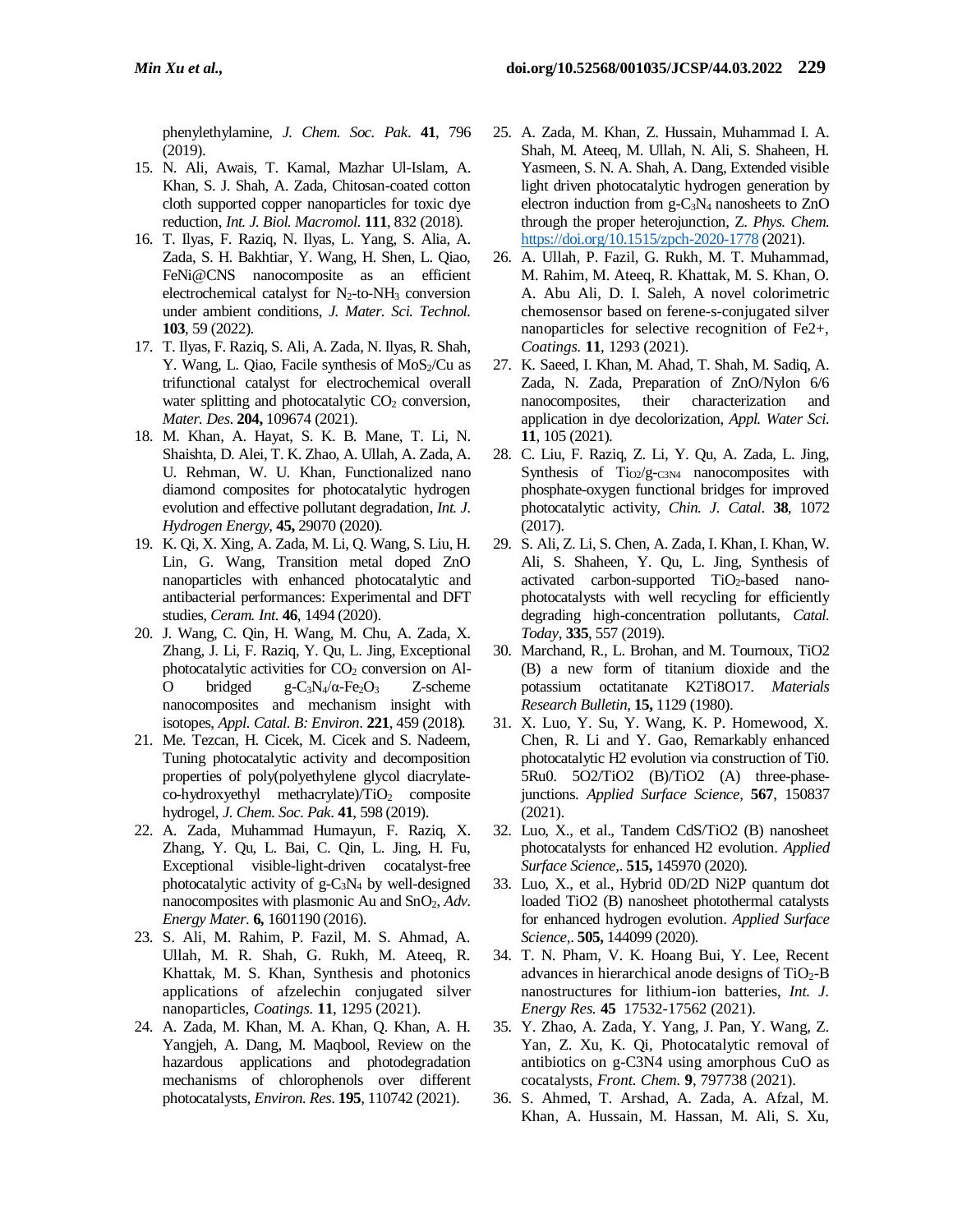phenylethylamine, *J. Chem. Soc. Pak.* **41**, 796 (2019).

15. N. Ali, Awais, T. Kamal, Mazhar Ul-Islam, A. Khan, S. J. Shah, A. Zada, Chitosan-coated cotton cloth supported copper nanoparticles for toxic dye reduction, *Int. J. Biol. Macromol.* **111**, 832 (2018).
16. T. Ilyas, F. Raziq, N. Ilyas, L. Yang, S. Alia, A. Zada, S. H. Bakhtiar, Y. Wang, H. Shen, L. Qiao, FeNi@CNS nanocomposite as an efficient electrochemical catalyst for $N_2$-to-$NH_3$ conversion under ambient conditions, *J. Mater. Sci. Technol.* **103**, 59 (2022).
17. T. Ilyas, F. Raziq, S. Ali, A. Zada, N. Ilyas, R. Shah, Y. Wang, L. Qiao, Facile synthesis of $MoS_2$/Cu as trifunctional catalyst for electrochemical overall water splitting and photocatalytic $CO_2$ conversion, *Mater. Des.* **204,** 109674 (2021).
18. M. Khan, A. Hayat, S. K. B. Mane, T. Li, N. Shaishta, D. Alei, T. K. Zhao, A. Ullah, A. Zada, A. U. Rehman, W. U. Khan, Functionalized nano diamond composites for photocatalytic hydrogen evolution and effective pollutant degradation, *Int. J. Hydrogen Energy*, **45,** 29070 (2020).
19. K. Qi, X. Xing, A. Zada, M. Li, Q. Wang, S. Liu, H. Lin, G. Wang, Transition metal doped ZnO nanoparticles with enhanced photocatalytic and antibacterial performances: Experimental and DFT studies, *Ceram. Int.* **46**, 1494 (2020).
20. J. Wang, C. Qin, H. Wang, M. Chu, A. Zada, X. Zhang, J. Li, F. Raziq, Y. Qu, L. Jing, Exceptional photocatalytic activities for $CO_2$ conversion on Al-O bridged $g\text{-}C_3N_4/\alpha\text{-}Fe_2O_3$ Z-scheme nanocomposites and mechanism insight with isotopes, *Appl. Catal. B: Environ.* **221**, 459 (2018).
21. Me. Tezcan, H. Cicek, M. Cicek and S. Nadeem, Tuning photocatalytic activity and decomposition properties of poly(polyethylene glycol diacrylate-co-hydroxyethyl methacrylate)/$TiO_2$ composite hydrogel, *J. Chem. Soc. Pak.* **41**, 598 (2019).
22. A. Zada, Muhammad Humayun, F. Raziq, X. Zhang, Y. Qu, L. Bai, C. Qin, L. Jing, H. Fu, Exceptional visible-light-driven cocatalyst-free photocatalytic activity of $g\text{-}C_3N_4$ by well-designed nanocomposites with plasmonic Au and $SnO_2$, *Adv. Energy Mater.* **6,** 1601190 (2016).
23. S. Ali, M. Rahim, P. Fazil, M. S. Ahmad, A. Ullah, M. R. Shah, G. Rukh, M. Ateeq, R. Khattak, M. S. Khan, Synthesis and photonics applications of afzelechin conjugated silver nanoparticles, *Coatings.* **11**, 1295 (2021).
24. A. Zada, M. Khan, M. A. Khan, Q. Khan, A. H. Yangjeh, A. Dang, M. Maqbool, Review on the hazardous applications and photodegradation mechanisms of chlorophenols over different photocatalysts, *Environ. Res.* **195**, 110742 (2021).
25. A. Zada, M. Khan, Z. Hussain, Muhammad I. A. Shah, M. Ateeq, M. Ullah, N. Ali, S. Shaheen, H. Yasmeen, S. N. A. Shah, A. Dang, Extended visible light driven photocatalytic hydrogen generation by electron induction from $g\text{-}C_3N_4$ nanosheets to ZnO through the proper heterojunction, *Z. Phys. Chem.* https://doi.org/10.1515/zpch-2020-1778 (2021).
26. A. Ullah, P. Fazil, G. Rukh, M. T. Muhammad, M. Rahim, M. Ateeq, R. Khattak, M. S. Khan, O. A. Abu Ali, D. I. Saleh, A novel colorimetric chemosensor based on ferene-s-conjugated silver nanoparticles for selective recognition of Fe2+, *Coatings.* **11**, 1293 (2021).
27. K. Saeed, I. Khan, M. Ahad, T. Shah, M. Sadiq, A. Zada, N. Zada, Preparation of ZnO/Nylon 6/6 nanocomposites, their characterization and application in dye decolorization, *Appl. Water Sci.* **11**, 105 (2021).
28. C. Liu, F. Raziq, Z. Li, Y. Qu, A. Zada, L. Jing, Synthesis of $Ti_{O2}/g\text{-}_{C3N4}$ nanocomposites with phosphate-oxygen functional bridges for improved photocatalytic activity, *Chin. J. Catal.* **38**, 1072 (2017).
29. S. Ali, Z. Li, S. Chen, A. Zada, I. Khan, I. Khan, W. Ali, S. Shaheen, Y. Qu, L. Jing, Synthesis of activated carbon-supported $TiO_2$-based nano-photocatalysts with well recycling for efficiently degrading high-concentration pollutants, *Catal. Today*, **335**, 557 (2019).
30. Marchand, R., L. Brohan, and M. Tournoux, TiO2 (B) a new form of titanium dioxide and the potassium octatitanate K2Ti8O17. *Materials Research Bulletin*, **15,** 1129 (1980).
31. X. Luo, Y. Su, Y. Wang, K. P. Homewood, X. Chen, R. Li and Y. Gao, Remarkably enhanced photocatalytic H2 evolution via construction of Ti0. 5Ru0. 5O2/TiO2 (B)/TiO2 (A) three-phase-junctions. *Applied Surface Science*, **567**, 150837 (2021).
32. Luo, X., et al., Tandem CdS/TiO2 (B) nanosheet photocatalysts for enhanced H2 evolution. *Applied Surface Science*,. **515,** 145970 (2020).
33. Luo, X., et al., Hybrid 0D/2D Ni2P quantum dot loaded TiO2 (B) nanosheet photothermal catalysts for enhanced hydrogen evolution. *Applied Surface Science*,. **505,** 144099 (2020).
34. T. N. Pham, V. K. Hoang Bui, Y. Lee, Recent advances in hierarchical anode designs of $TiO_2$-B nanostructures for lithium-ion batteries, *Int. J. Energy Res.* **45** 17532-17562 (2021).
35. Y. Zhao, A. Zada, Y. Yang, J. Pan, Y. Wang, Z. Yan, Z. Xu, K. Qi, Photocatalytic removal of antibiotics on g-C3N4 using amorphous CuO as cocatalysts, *Front. Chem.* **9**, 797738 (2021).
36. S. Ahmed, T. Arshad, A. Zada, A. Afzal, M. Khan, A. Hussain, M. Hassan, M. Ali, S. Xu,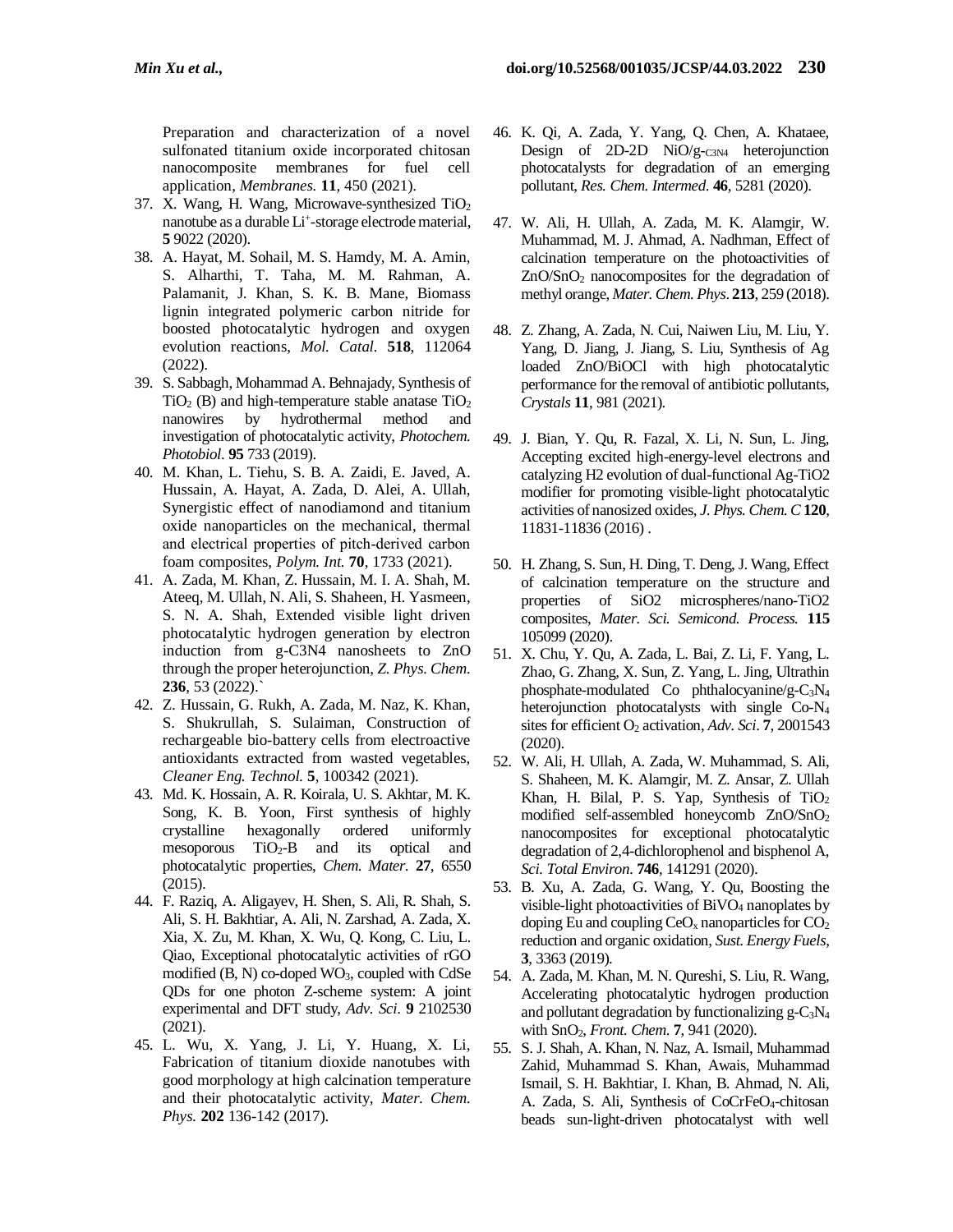Preparation and characterization of a novel sulfonated titanium oxide incorporated chitosan nanocomposite membranes for fuel cell application, *Membranes*. **11**, 450 (2021).

37. X. Wang, H. Wang, Microwave-synthesized $TiO_2$ nanotube as a durable $Li^+$-storage electrode material, **5** 9022 (2020).
38. A. Hayat, M. Sohail, M. S. Hamdy, M. A. Amin, S. Alharthi, T. Taha, M. M. Rahman, A. Palamanit, J. Khan, S. K. B. Mane, Biomass lignin integrated polymeric carbon nitride for boosted photocatalytic hydrogen and oxygen evolution reactions, *Mol. Catal*. **518**, 112064 (2022).
39. S. Sabbagh, Mohammad A. Behnajady, Synthesis of $TiO_2$ (B) and high-temperature stable anatase $TiO_2$ nanowires by hydrothermal method and investigation of photocatalytic activity, *Photochem. Photobiol*. **95** 733 (2019).
40. M. Khan, L. Tiehu, S. B. A. Zaidi, E. Javed, A. Hussain, A. Hayat, A. Zada, D. Alei, A. Ullah, Synergistic effect of nanodiamond and titanium oxide nanoparticles on the mechanical, thermal and electrical properties of pitch-derived carbon foam composites, *Polym. Int.* **70**, 1733 (2021).
41. A. Zada, M. Khan, Z. Hussain, M. I. A. Shah, M. Ateeq, M. Ullah, N. Ali, S. Shaheen, H. Yasmeen, S. N. A. Shah, Extended visible light driven photocatalytic hydrogen generation by electron induction from g-C3N4 nanosheets to ZnO through the proper heterojunction, *Z. Phys. Chem*. **236**, 53 (2022).`
42. Z. Hussain, G. Rukh, A. Zada, M. Naz, K. Khan, S. Shukrullah, S. Sulaiman, Construction of rechargeable bio-battery cells from electroactive antioxidants extracted from wasted vegetables, *Cleaner Eng. Technol.* **5**, 100342 (2021).
43. Md. K. Hossain, A. R. Koirala, U. S. Akhtar, M. K. Song, K. B. Yoon, First synthesis of highly crystalline hexagonally ordered uniformly mesoporous $TiO_2$-B and its optical and photocatalytic properties, *Chem. Mater.* **27**, 6550 (2015).
44. F. Raziq, A. Aligayev, H. Shen, S. Ali, R. Shah, S. Ali, S. H. Bakhtiar, A. Ali, N. Zarshad, A. Zada, X. Xia, X. Zu, M. Khan, X. Wu, Q. Kong, C. Liu, L. Qiao, Exceptional photocatalytic activities of rGO modified (B, N) co-doped $WO_3$, coupled with CdSe QDs for one photon Z-scheme system: A joint experimental and DFT study, *Adv. Sci*. **9** 2102530 (2021).
45. L. Wu, X. Yang, J. Li, Y. Huang, X. Li, Fabrication of titanium dioxide nanotubes with good morphology at high calcination temperature and their photocatalytic activity, *Mater. Chem. Phys.* **202** 136-142 (2017).
46. K. Qi, A. Zada, Y. Yang, Q. Chen, A. Khataee, Design of 2D-2D NiO/g-$C_3N_4$ heterojunction photocatalysts for degradation of an emerging pollutant, *Res. Chem. Intermed*. **46**, 5281 (2020).
47. W. Ali, H. Ullah, A. Zada, M. K. Alamgir, W. Muhammad, M. J. Ahmad, A. Nadhman, Effect of calcination temperature on the photoactivities of $ZnO/SnO_2$ nanocomposites for the degradation of methyl orange, *Mater. Chem. Phys*. **213**, 259 (2018).
48. Z. Zhang, A. Zada, N. Cui, Naiwen Liu, M. Liu, Y. Yang, D. Jiang, J. Jiang, S. Liu, Synthesis of Ag loaded ZnO/BiOCl with high photocatalytic performance for the removal of antibiotic pollutants, *Crystals* **11**, 981 (2021).
49. J. Bian, Y. Qu, R. Fazal, X. Li, N. Sun, L. Jing, Accepting excited high-energy-level electrons and catalyzing H2 evolution of dual-functional Ag-TiO2 modifier for promoting visible-light photocatalytic activities of nanosized oxides, *J. Phys. Chem. C* **120**, 11831-11836 (2016) .
50. H. Zhang, S. Sun, H. Ding, T. Deng, J. Wang, Effect of calcination temperature on the structure and properties of SiO2 microspheres/nano-TiO2 composites, *Mater. Sci. Semicond. Process.* **115** 105099 (2020).
51. X. Chu, Y. Qu, A. Zada, L. Bai, Z. Li, F. Yang, L. Zhao, G. Zhang, X. Sun, Z. Yang, L. Jing, Ultrathin phosphate-modulated Co phthalocyanine/g-$C_3N_4$ heterojunction photocatalysts with single Co-$N_4$ sites for efficient $O_2$ activation, *Adv. Sci*. **7**, 2001543 (2020).
52. W. Ali, H. Ullah, A. Zada, W. Muhammad, S. Ali, S. Shaheen, M. K. Alamgir, M. Z. Ansar, Z. Ullah Khan, H. Bilal, P. S. Yap, Synthesis of $TiO_2$ modified self-assembled honeycomb $ZnO/SnO_2$ nanocomposites for exceptional photocatalytic degradation of 2,4-dichlorophenol and bisphenol A, *Sci. Total Environ*. **746**, 141291 (2020).
53. B. Xu, A. Zada, G. Wang, Y. Qu, Boosting the visible-light photoactivities of $BiVO_4$ nanoplates by doping Eu and coupling $CeO_x$ nanoparticles for $CO_2$ reduction and organic oxidation, *Sust. Energy Fuels*, **3**, 3363 (2019).
54. A. Zada, M. Khan, M. N. Qureshi, S. Liu, R. Wang, Accelerating photocatalytic hydrogen production and pollutant degradation by functionalizing g-$C_3N_4$ with $SnO_2$, *Front. Chem*. **7**, 941 (2020).
55. S. J. Shah, A. Khan, N. Naz, A. Ismail, Muhammad Zahid, Muhammad S. Khan, Awais, Muhammad Ismail, S. H. Bakhtiar, I. Khan, B. Ahmad, N. Ali, A. Zada, S. Ali, Synthesis of $CoCrFeO_4$-chitosan beads sun-light-driven photocatalyst with well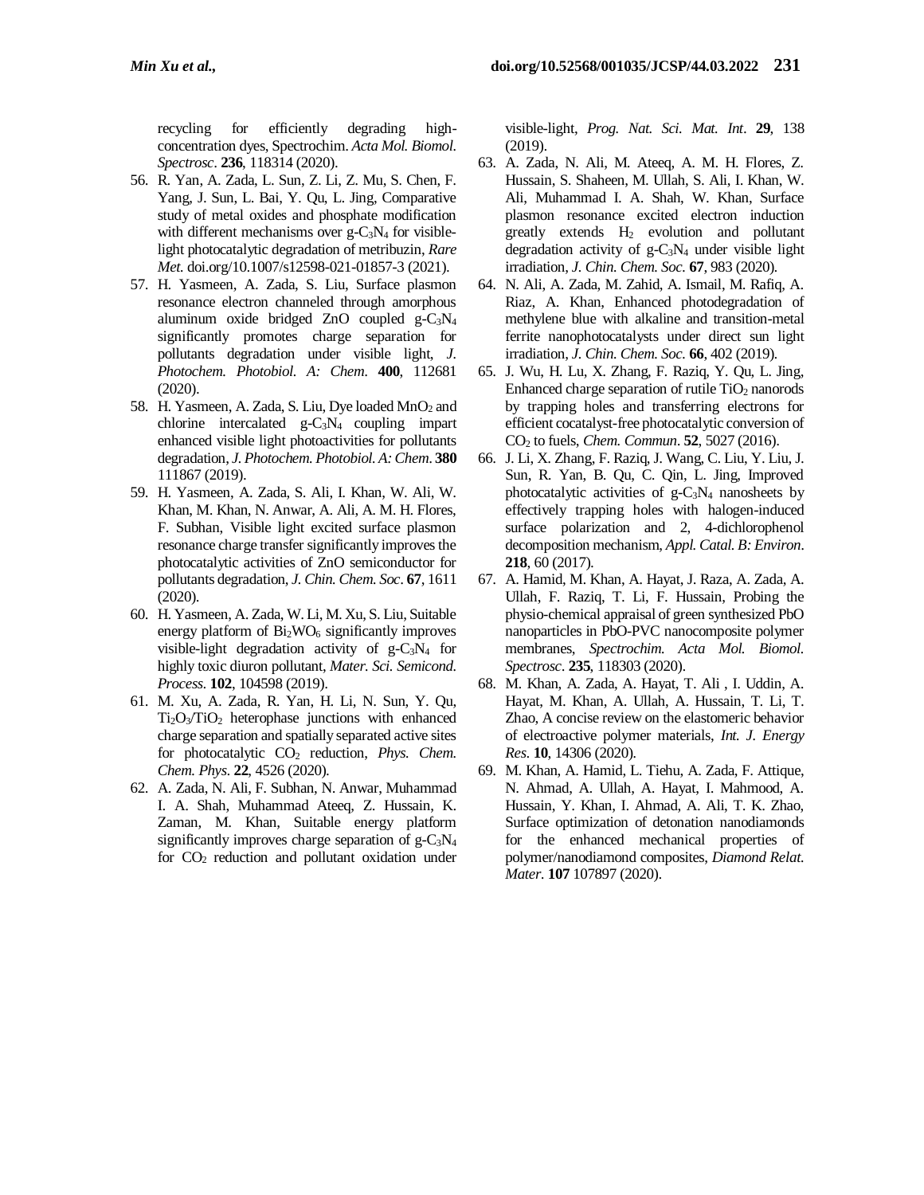recycling for efficiently degrading high-concentration dyes, Spectrochim. *Acta Mol. Biomol. Spectrosc*. **236**, 118314 (2020).

56. R. Yan, A. Zada, L. Sun, Z. Li, Z. Mu, S. Chen, F. Yang, J. Sun, L. Bai, Y. Qu, L. Jing, Comparative study of metal oxides and phosphate modification with different mechanisms over g-$C_3N_4$ for visible-light photocatalytic degradation of metribuzin, *Rare Met.* doi.org/10.1007/s12598-021-01857-3 (2021).
57. H. Yasmeen, A. Zada, S. Liu, Surface plasmon resonance electron channeled through amorphous aluminum oxide bridged ZnO coupled g-$C_3N_4$ significantly promotes charge separation for pollutants degradation under visible light, *J. Photochem. Photobiol. A: Chem*. **400**, 112681 (2020).
58. H. Yasmeen, A. Zada, S. Liu, Dye loaded $MnO_2$ and chlorine intercalated g-$C_3N_4$ coupling impart enhanced visible light photoactivities for pollutants degradation, *J. Photochem. Photobiol. A: Chem*. **380** 111867 (2019).
59. H. Yasmeen, A. Zada, S. Ali, I. Khan, W. Ali, W. Khan, M. Khan, N. Anwar, A. Ali, A. M. H. Flores, F. Subhan, Visible light excited surface plasmon resonance charge transfer significantly improves the photocatalytic activities of ZnO semiconductor for pollutants degradation, *J. Chin. Chem. Soc*. **67**, 1611 (2020).
60. H. Yasmeen, A. Zada, W. Li, M. Xu, S. Liu, Suitable energy platform of $Bi_2WO_6$ significantly improves visible-light degradation activity of g-$C_3N_4$ for highly toxic diuron pollutant, *Mater. Sci. Semicond. Process*. **102**, 104598 (2019).
61. M. Xu, A. Zada, R. Yan, H. Li, N. Sun, Y. Qu, $Ti_2O_3$/$TiO_2$ heterophase junctions with enhanced charge separation and spatially separated active sites for photocatalytic $CO_2$ reduction, *Phys. Chem. Chem. Phys*. **22**, 4526 (2020).
62. A. Zada, N. Ali, F. Subhan, N. Anwar, Muhammad I. A. Shah, Muhammad Ateeq, Z. Hussain, K. Zaman, M. Khan, Suitable energy platform significantly improves charge separation of g-$C_3N_4$ for $CO_2$ reduction and pollutant oxidation under visible-light, *Prog. Nat. Sci. Mat. Int*. **29**, 138 (2019).
63. A. Zada, N. Ali, M. Ateeq, A. M. H. Flores, Z. Hussain, S. Shaheen, M. Ullah, S. Ali, I. Khan, W. Ali, Muhammad I. A. Shah, W. Khan, Surface plasmon resonance excited electron induction greatly extends $H_2$ evolution and pollutant degradation activity of g-$C_3N_4$ under visible light irradiation, *J. Chin. Chem. Soc*. **67**, 983 (2020).
64. N. Ali, A. Zada, M. Zahid, A. Ismail, M. Rafiq, A. Riaz, A. Khan, Enhanced photodegradation of methylene blue with alkaline and transition-metal ferrite nanophotocatalysts under direct sun light irradiation, *J. Chin. Chem. Soc.* **66**, 402 (2019).
65. J. Wu, H. Lu, X. Zhang, F. Raziq, Y. Qu, L. Jing, Enhanced charge separation of rutile $TiO_2$ nanorods by trapping holes and transferring electrons for efficient cocatalyst-free photocatalytic conversion of $CO_2$ to fuels, *Chem. Commun*. **52**, 5027 (2016).
66. J. Li, X. Zhang, F. Raziq, J. Wang, C. Liu, Y. Liu, J. Sun, R. Yan, B. Qu, C. Qin, L. Jing, Improved photocatalytic activities of g-$C_3N_4$ nanosheets by effectively trapping holes with halogen-induced surface polarization and 2, 4-dichlorophenol decomposition mechanism, *Appl. Catal. B: Environ*. **218**, 60 (2017).
67. A. Hamid, M. Khan, A. Hayat, J. Raza, A. Zada, A. Ullah, F. Raziq, T. Li, F. Hussain, Probing the physio-chemical appraisal of green synthesized PbO nanoparticles in PbO-PVC nanocomposite polymer membranes, *Spectrochim. Acta Mol. Biomol. Spectrosc*. **235**, 118303 (2020).
68. M. Khan, A. Zada, A. Hayat, T. Ali , I. Uddin, A. Hayat, M. Khan, A. Ullah, A. Hussain, T. Li, T. Zhao, A concise review on the elastomeric behavior of electroactive polymer materials, *Int. J. Energy Res.* **10**, 14306 (2020).
69. M. Khan, A. Hamid, L. Tiehu, A. Zada, F. Attique, N. Ahmad, A. Ullah, A. Hayat, I. Mahmood, A. Hussain, Y. Khan, I. Ahmad, A. Ali, T. K. Zhao, Surface optimization of detonation nanodiamonds for the enhanced mechanical properties of polymer/nanodiamond composites, *Diamond Relat. Mater*. **107** 107897 (2020).